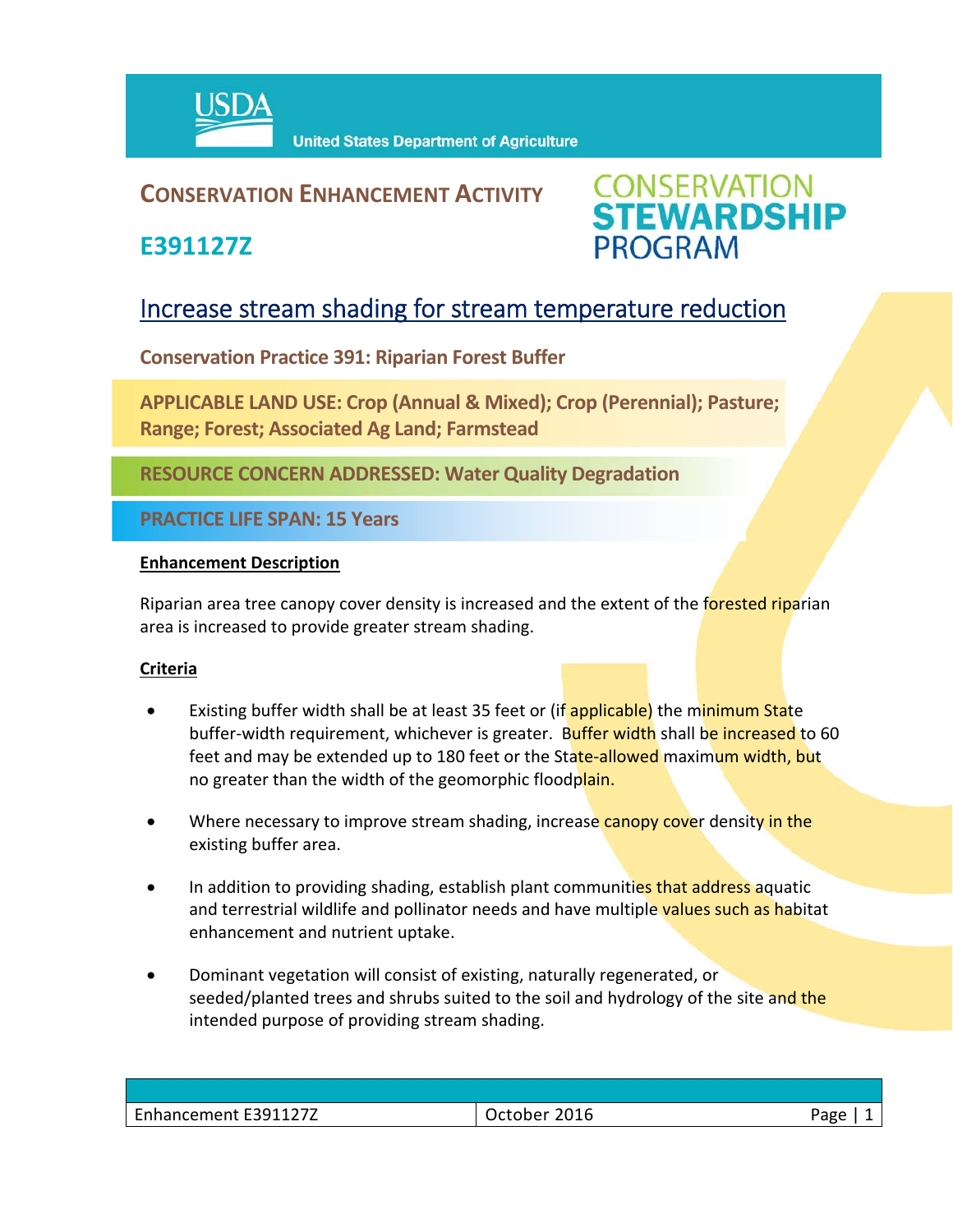USDA United States Department of Agriculture

# CONSERVATION ENHANCEMENT ACTIVITY

# E391127Z

CONSERVATION STEWARDSHIP PROGRAM

## Increase stream shading for stream temperature reduction

**Conservation Practice 391: Riparian Forest Buffer**

**APPLICABLE LAND USE: Crop (Annual & Mixed); Crop (Perennial); Pasture; Range; Forest; Associated Ag Land; Farmstead**

**RESOURCE CONCERN ADDRESSED: Water Quality Degradation**

**PRACTICE LIFE SPAN: 15 Years**

### Enhancement Description

Riparian area tree canopy cover density is increased and the extent of the forested riparian area is increased to provide greater stream shading.

### Criteria

- Existing buffer width shall be at least 35 feet or (if applicable) the minimum State buffer-width requirement, whichever is greater. Buffer width shall be increased to 60 feet and may be extended up to 180 feet or the State-allowed maximum width, but no greater than the width of the geomorphic floodplain.
- Where necessary to improve stream shading, increase canopy cover density in the existing buffer area.
- In addition to providing shading, establish plant communities that address aquatic and terrestrial wildlife and pollinator needs and have multiple values such as habitat enhancement and nutrient uptake.
- Dominant vegetation will consist of existing, naturally regenerated, or seeded/planted trees and shrubs suited to the soil and hydrology of the site and the intended purpose of providing stream shading.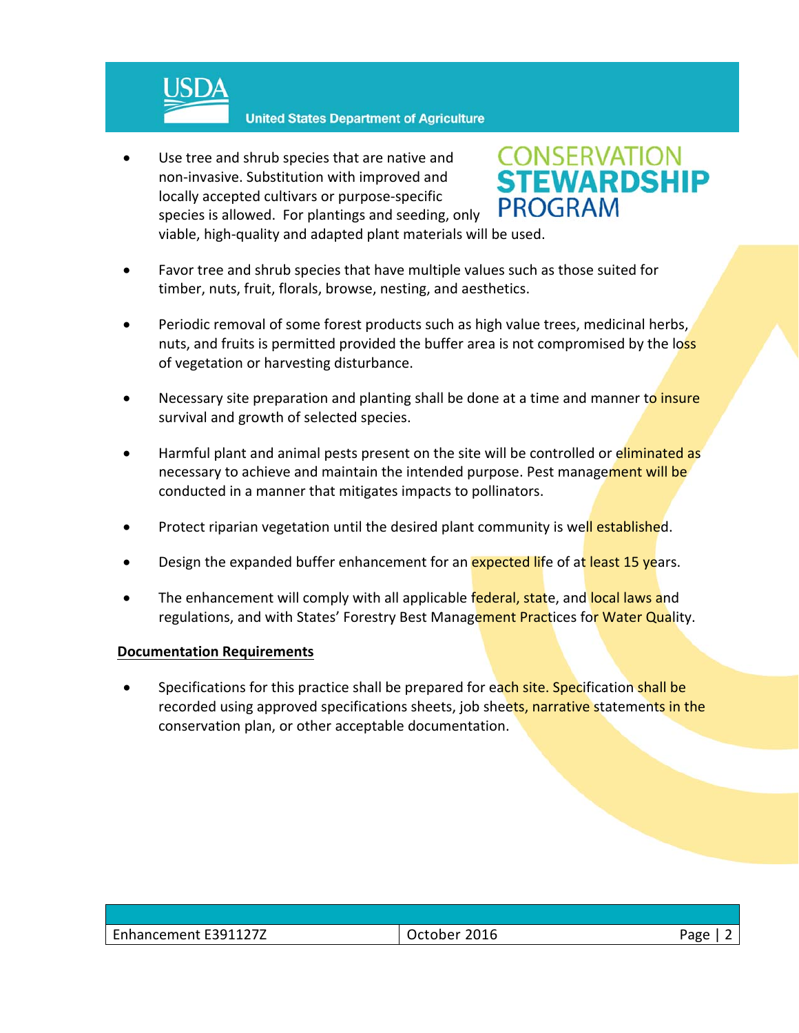- Use tree and shrub species that are native and non-invasive. Substitution with improved and locally accepted cultivars or purpose-specific species is allowed. For plantings and seeding, only viable, high-quality and adapted plant materials will be used.

- Favor tree and shrub species that have multiple values such as those suited for timber, nuts, fruit, florals, browse, nesting, and aesthetics.

- Periodic removal of some forest products such as high value trees, medicinal herbs, nuts, and fruits is permitted provided the buffer area is not compromised by the loss of vegetation or harvesting disturbance.

- Necessary site preparation and planting shall be done at a time and manner to insure survival and growth of selected species.

- Harmful plant and animal pests present on the site will be controlled or eliminated as necessary to achieve and maintain the intended purpose. Pest management will be conducted in a manner that mitigates impacts to pollinators.

- Protect riparian vegetation until the desired plant community is well established.

- Design the expanded buffer enhancement for an expected life of at least 15 years.

- The enhancement will comply with all applicable federal, state, and local laws and regulations, and with States' Forestry Best Management Practices for Water Quality.

**Documentation Requirements**

- Specifications for this practice shall be prepared for each site. Specification shall be recorded using approved specifications sheets, job sheets, narrative statements in the conservation plan, or other acceptable documentation.